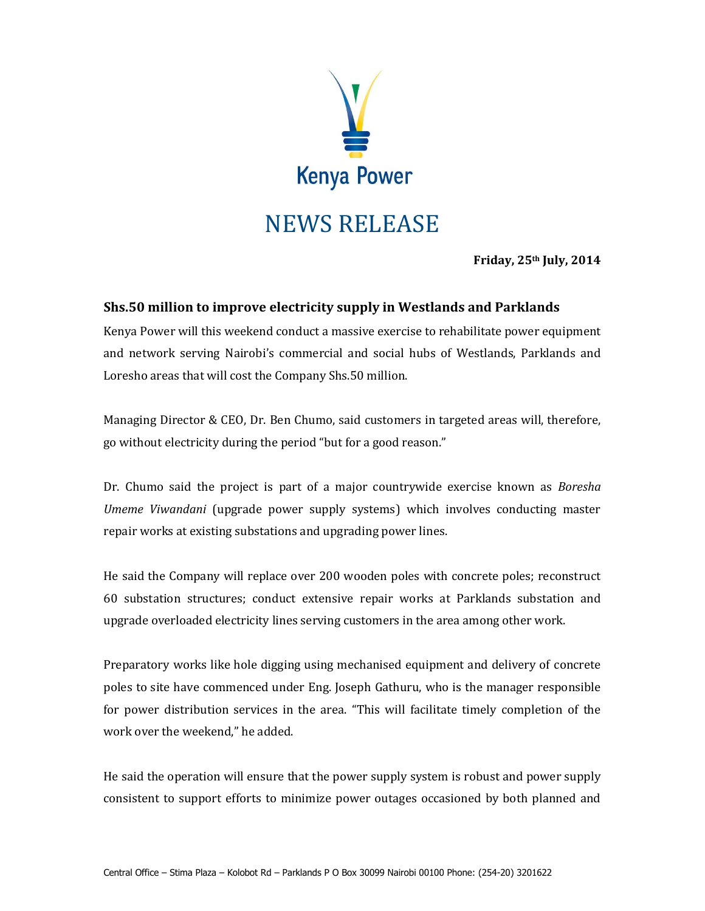Kenya Power

# NEWS RELEASE

**Friday, 25th July, 2014**

## Shs.50 million to improve electricity supply in Westlands and Parklands

Kenya Power will this weekend conduct a massive exercise to rehabilitate power equipment and network serving Nairobi's commercial and social hubs of Westlands, Parklands and Loresho areas that will cost the Company Shs.50 million.

Managing Director & CEO, Dr. Ben Chumo, said customers in targeted areas will, therefore, go without electricity during the period "but for a good reason."

Dr. Chumo said the project is part of a major countrywide exercise known as *Boresha Umeme Viwandani* (upgrade power supply systems) which involves conducting master repair works at existing substations and upgrading power lines.

He said the Company will replace over 200 wooden poles with concrete poles; reconstruct 60 substation structures; conduct extensive repair works at Parklands substation and upgrade overloaded electricity lines serving customers in the area among other work.

Preparatory works like hole digging using mechanised equipment and delivery of concrete poles to site have commenced under Eng. Joseph Gathuru, who is the manager responsible for power distribution services in the area. "This will facilitate timely completion of the work over the weekend," he added.

He said the operation will ensure that the power supply system is robust and power supply consistent to support efforts to minimize power outages occasioned by both planned and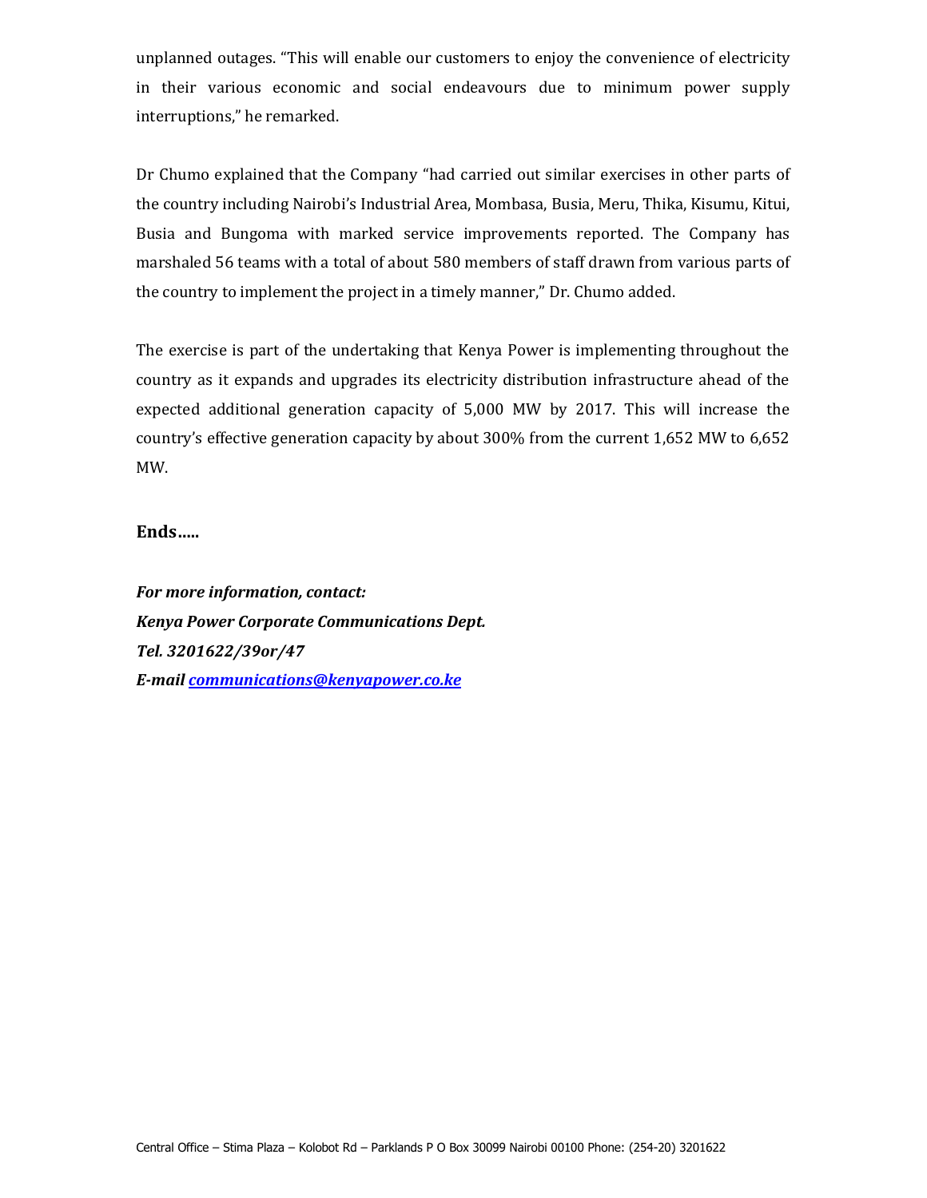unplanned outages. “This will enable our customers to enjoy the convenience of electricity in their various economic and social endeavours due to minimum power supply interruptions,” he remarked.

Dr Chumo explained that the Company “had carried out similar exercises in other parts of the country including Nairobi’s Industrial Area, Mombasa, Busia, Meru, Thika, Kisumu, Kitui, Busia and Bungoma with marked service improvements reported. The Company has marshaled 56 teams with a total of about 580 members of staff drawn from various parts of the country to implement the project in a timely manner,” Dr. Chumo added.

The exercise is part of the undertaking that Kenya Power is implementing throughout the country as it expands and upgrades its electricity distribution infrastructure ahead of the expected additional generation capacity of 5,000 MW by 2017. This will increase the country’s effective generation capacity by about 300% from the current 1,652 MW to 6,652 MW.

**Ends…..**

***For more information, contact:***
***Kenya Power Corporate Communications Dept.***
***Tel. 3201622/39or/47***
***E-mail communications@kenyapower.co.ke***

Central Office – Stima Plaza – Kolobot Rd – Parklands P O Box 30099 Nairobi 00100 Phone: (254-20) 3201622